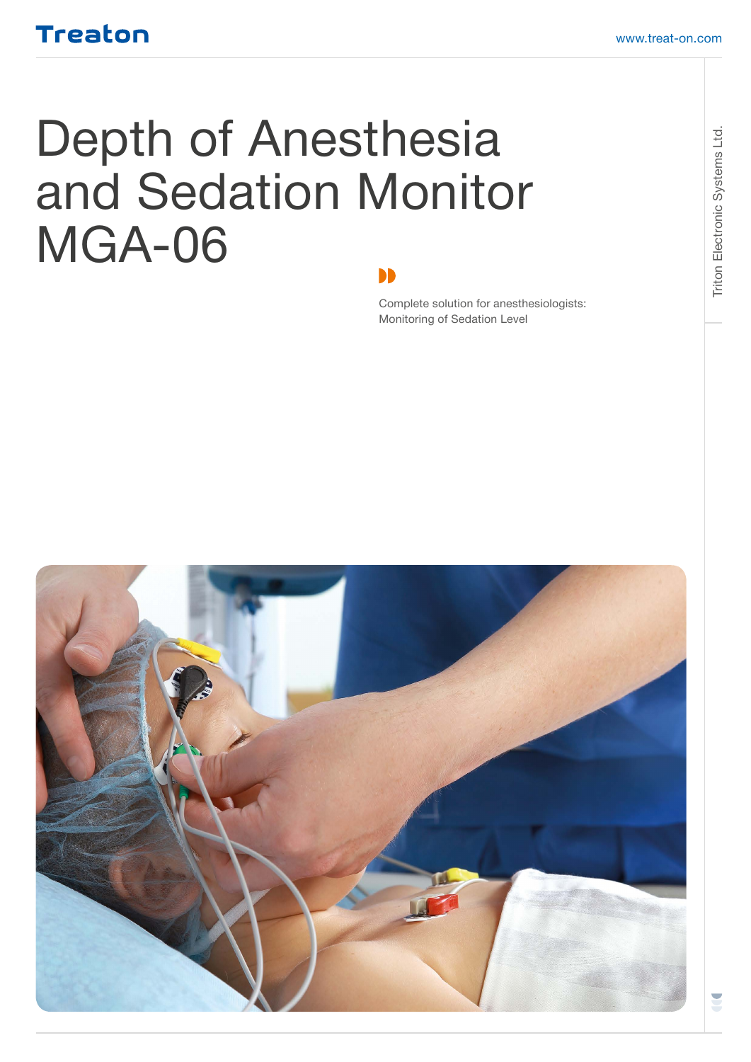Treaton

www.treat-on.com

# Depth of Anesthesia and Sedation Monitor MGA-06

Complete solution for anesthesiologists: Monitoring of Sedation Level

Triton Electronic Systems Ltd.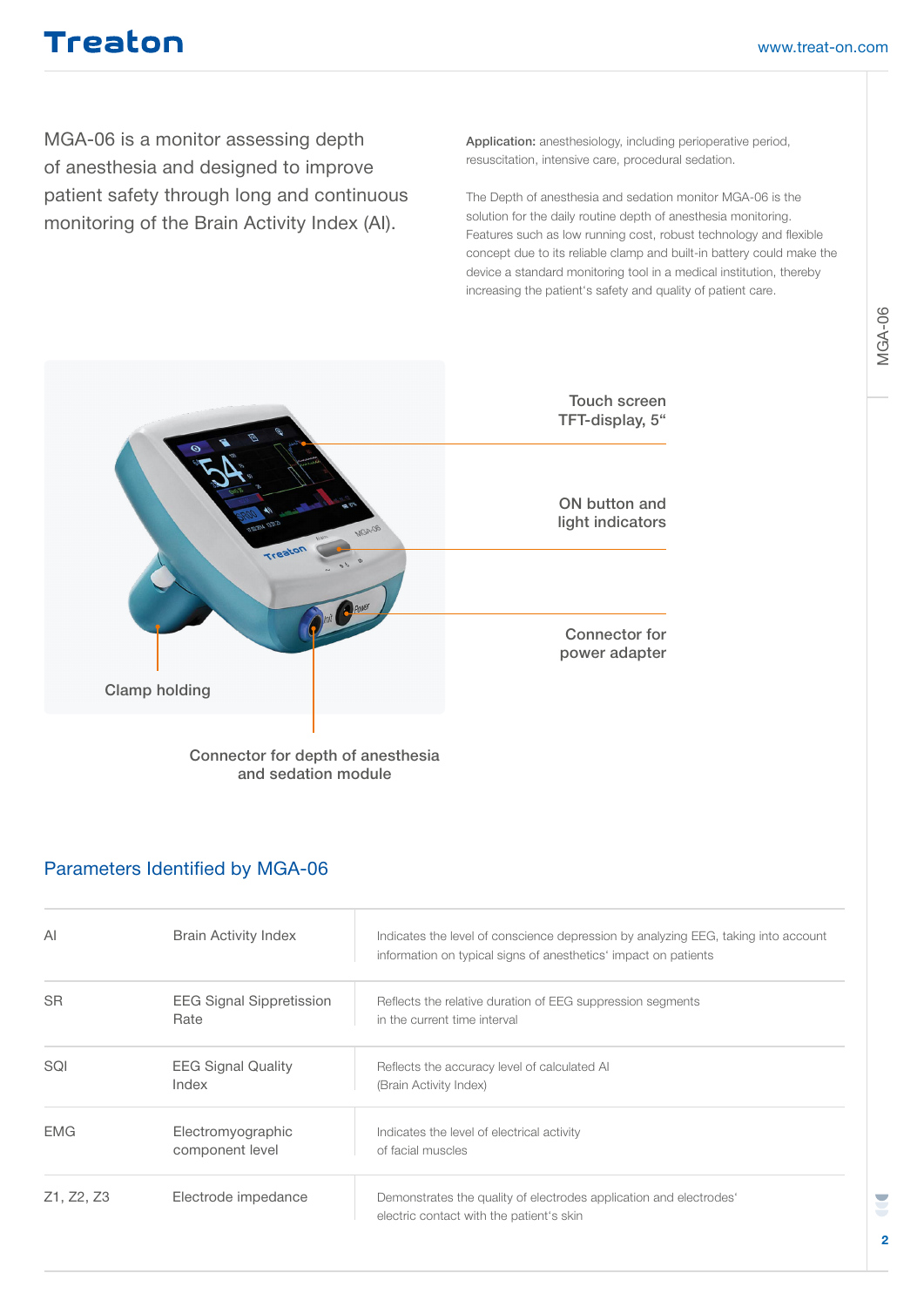MGA-06 is a monitor assessing depth of anesthesia and designed to improve patient safety through long and continuous monitoring of the Brain Activity Index (AI).

**Application:** anesthesiology, including perioperative period, resuscitation, intensive care, procedural sedation.

The Depth of anesthesia and sedation monitor MGA-06 is the solution for the daily routine depth of anesthesia monitoring. Features such as low running cost, robust technology and flexible concept due to its reliable clamp and built-in battery could make the device a standard monitoring tool in a medical institution, thereby increasing the patient's safety and quality of patient care.

Touch screen TFT-display, 5“

ON button and light indicators

Connector for power adapter

Clamp holding

Connector for depth of anesthesia and sedation module

## Parameters Identified by MGA-06

| | | |
|---|---|---|
| AI | Brain Activity Index | Indicates the level of conscience depression by analyzing EEG, taking into account information on typical signs of anesthetics' impact on patients |
| SR | EEG Signal Sippretission Rate | Reflects the relative duration of EEG suppression segments in the current time interval |
| SQI | EEG Signal Quality Index | Reflects the accuracy level of calculated AI (Brain Activity Index) |
| EMG | Electromyographic component level | Indicates the level of electrical activity of facial muscles |
| Z1, Z2, Z3 | Electrode impedance | Demonstrates the quality of electrodes application and electrodes' electric contact with the patient's skin |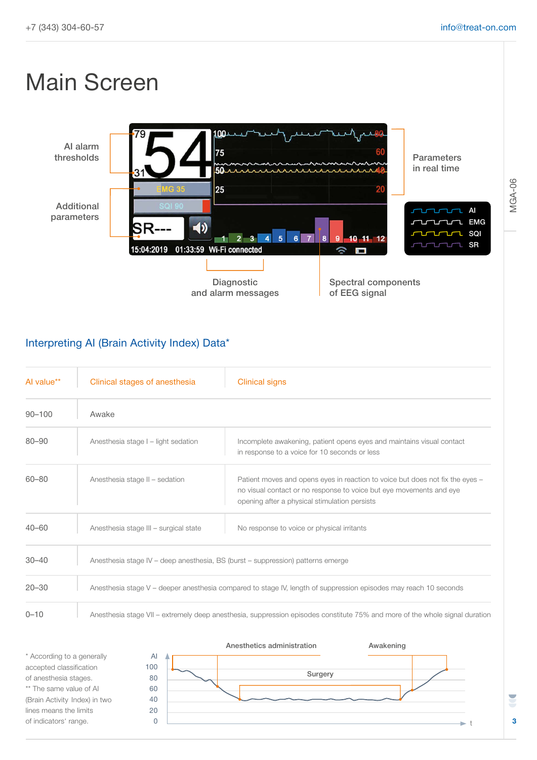# Main Screen

AI alarm thresholds

Additional parameters

Parameters in real time

AI
EMG
SQI
SR

Diagnostic and alarm messages

Spectral components of EEG signal

## Interpreting AI (Brain Activity Index) Data*

| AI value** | Clinical stages of anesthesia | Clinical signs |
|---|---|---|
| 90–100 | Awake | |
| 80–90 | Anesthesia stage I – light sedation | Incomplete awakening, patient opens eyes and maintains visual contact in response to a voice for 10 seconds or less |
| 60–80 | Anesthesia stage II – sedation | Patient moves and opens eyes in reaction to voice but does not fix the eyes – no visual contact or no response to voice but eye movements and eye opening after a physical stimulation persists |
| 40–60 | Anesthesia stage III – surgical state | No response to voice or physical irritants |
| 30–40 | Anesthesia stage IV – deep anesthesia, BS (burst – suppression) patterns emerge | |
| 20–30 | Anesthesia stage V – deeper anesthesia compared to stage IV, length of suppression episodes may reach 10 seconds | |
| 0–10 | Anesthesia stage VII – extremely deep anesthesia, suppression episodes constitute 75% and more of the whole signal duration | |

\* According to a generally accepted classification of anesthesia stages.
\** The same value of AI (Brain Activity Index) in two lines means the limits of indicators' range.

Anesthetics administration — Surgery — Awakening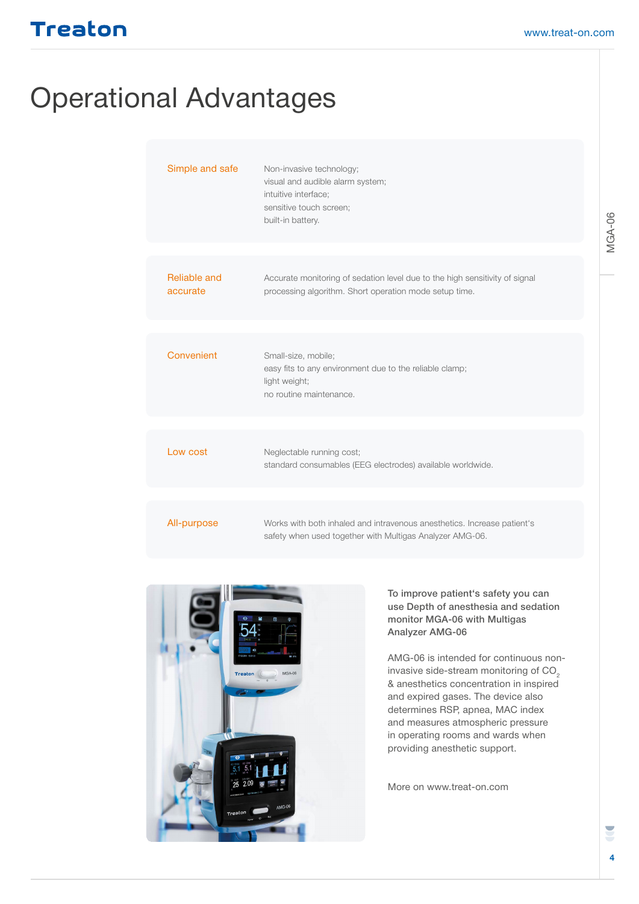# Operational Advantages

| | |
|---|---|
| Simple and safe | Non-invasive technology; visual and audible alarm system; intuitive interface; sensitive touch screen; built-in battery. |
| Reliable and accurate | Accurate monitoring of sedation level due to the high sensitivity of signal processing algorithm. Short operation mode setup time. |
| Convenient | Small-size, mobile; easy fits to any environment due to the reliable clamp; light weight; no routine maintenance. |
| Low cost | Neglectable running cost; standard consumables (EEG electrodes) available worldwide. |
| All-purpose | Works with both inhaled and intravenous anesthetics. Increase patient's safety when used together with Multigas Analyzer AMG-06. |

**To improve patient's safety you can use Depth of anesthesia and sedation monitor MGA-06 with Multigas Analyzer AMG-06**

AMG-06 is intended for continuous non-invasive side-stream monitoring of $CO_2$ & anesthetics concentration in inspired and expired gases. The device also determines RSP, apnea, MAC index and measures atmospheric pressure in operating rooms and wards when providing anesthetic support.

More on www.treat-on.com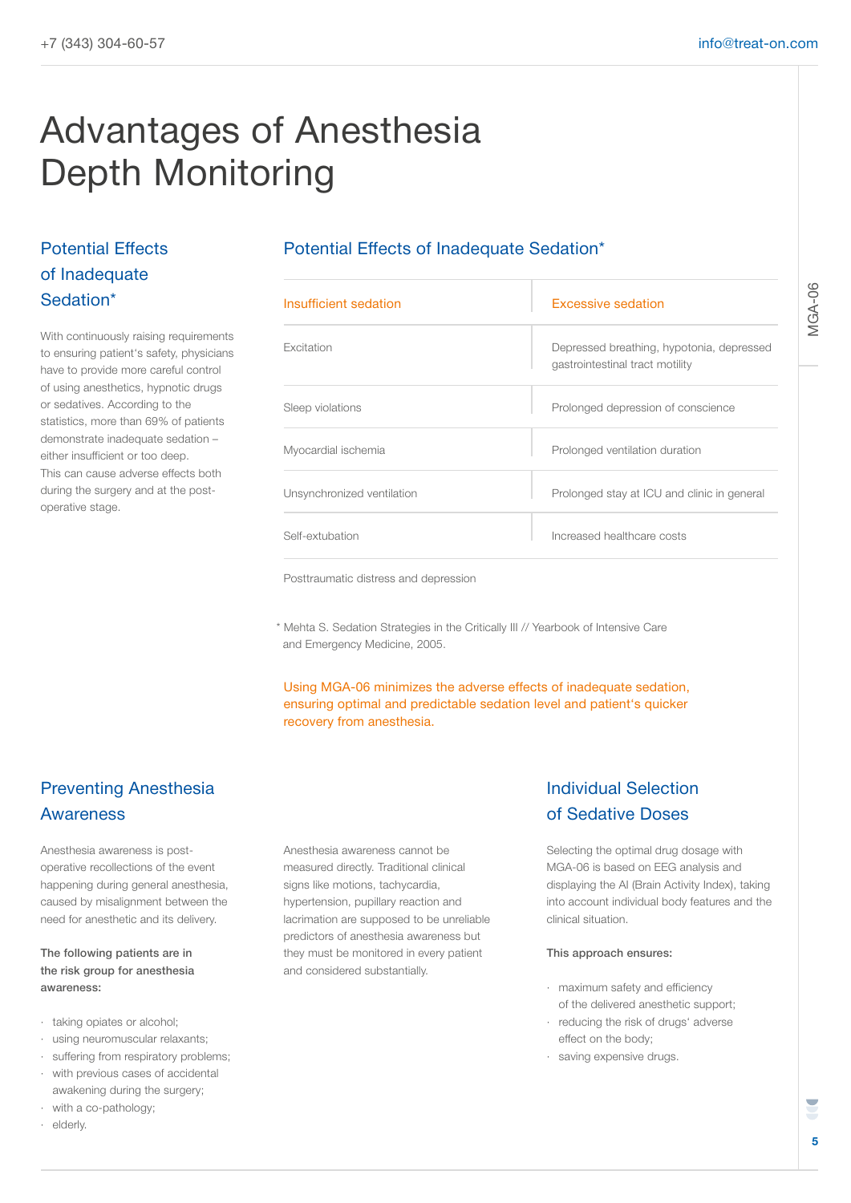# Advantages of Anesthesia Depth Monitoring

## Potential Effects of Inadequate Sedation*

With continuously raising requirements to ensuring patient's safety, physicians have to provide more careful control of using anesthetics, hypnotic drugs or sedatives. According to the statistics, more than 69% of patients demonstrate inadequate sedation – either insufficient or too deep. This can cause adverse effects both during the surgery and at the post-operative stage.

### Potential Effects of Inadequate Sedation*

| Insufficient sedation | Excessive sedation |
| --- | --- |
| Excitation | Depressed breathing, hypotonia, depressed gastrointestinal tract motility |
| Sleep violations | Prolonged depression of conscience |
| Myocardial ischemia | Prolonged ventilation duration |
| Unsynchronized ventilation | Prolonged stay at ICU and clinic in general |
| Self-extubation | Increased healthcare costs |
| Posttraumatic distress and depression | |

\* Mehta S. Sedation Strategies in the Critically Ill // Yearbook of Intensive Care and Emergency Medicine, 2005.

Using MGA-06 minimizes the adverse effects of inadequate sedation, ensuring optimal and predictable sedation level and patient's quicker recovery from anesthesia.

## Preventing Anesthesia Awareness

Anesthesia awareness is post-operative recollections of the event happening during general anesthesia, caused by misalignment between the need for anesthetic and its delivery.

**The following patients are in the risk group for anesthesia awareness:**

- taking opiates or alcohol;
- using neuromuscular relaxants;
- suffering from respiratory problems;
- with previous cases of accidental awakening during the surgery;
- with a co-pathology;
- elderly.

Anesthesia awareness cannot be measured directly. Traditional clinical signs like motions, tachycardia, hypertension, pupillary reaction and lacrimation are supposed to be unreliable predictors of anesthesia awareness but they must be monitored in every patient and considered substantially.

## Individual Selection of Sedative Doses

Selecting the optimal drug dosage with MGA-06 is based on EEG analysis and displaying the AI (Brain Activity Index), taking into account individual body features and the clinical situation.

**This approach ensures:**

- maximum safety and efficiency of the delivered anesthetic support;
- reducing the risk of drugs' adverse effect on the body;
- saving expensive drugs.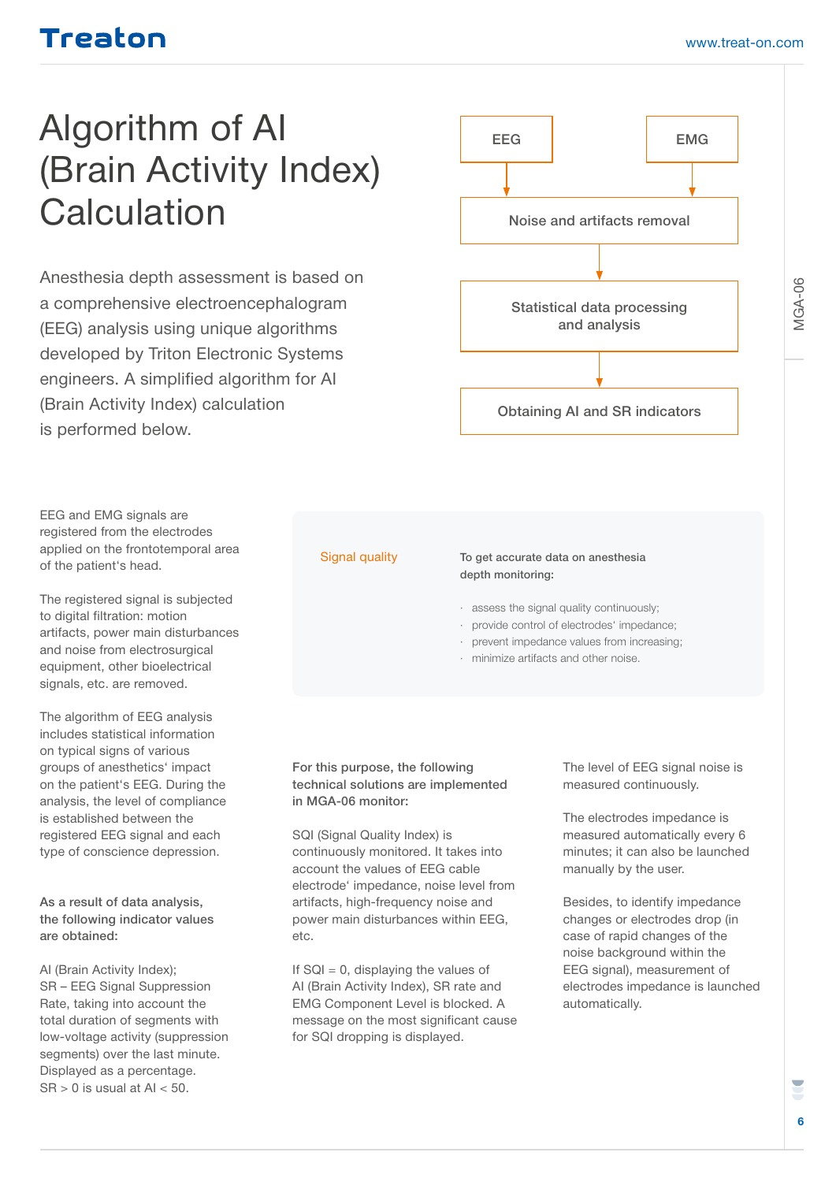# Algorithm of AI (Brain Activity Index) Calculation

Anesthesia depth assessment is based on a comprehensive electroencephalogram (EEG) analysis using unique algorithms developed by Triton Electronic Systems engineers. A simplified algorithm for AI (Brain Activity Index) calculation is performed below.

EEG → Noise and artifacts removal
EMG → Noise and artifacts removal
Noise and artifacts removal → Statistical data processing and analysis → Obtaining AI and SR indicators

EEG and EMG signals are registered from the electrodes applied on the frontotemporal area of the patient's head.

The registered signal is subjected to digital filtration: motion artifacts, power main disturbances and noise from electrosurgical equipment, other bioelectrical signals, etc. are removed.

The algorithm of EEG analysis includes statistical information on typical signs of various groups of anesthetics' impact on the patient's EEG. During the analysis, the level of compliance is established between the registered EEG signal and each type of conscience depression.

**As a result of data analysis, the following indicator values are obtained:**

AI (Brain Activity Index);
SR – EEG Signal Suppression Rate, taking into account the total duration of segments with low-voltage activity (suppression segments) over the last minute. Displayed as a percentage.
SR > 0 is usual at AI < 50.

### Signal quality

**To get accurate data on anesthesia depth monitoring:**

- assess the signal quality continuously;
- provide control of electrodes' impedance;
- prevent impedance values from increasing;
- minimize artifacts and other noise.

**For this purpose, the following technical solutions are implemented in MGA-06 monitor:**

SQI (Signal Quality Index) is continuously monitored. It takes into account the values of EEG cable electrode' impedance, noise level from artifacts, high-frequency noise and power main disturbances within EEG, etc.

If SQI = 0, displaying the values of AI (Brain Activity Index), SR rate and EMG Component Level is blocked. A message on the most significant cause for SQI dropping is displayed.

The level of EEG signal noise is measured continuously.

The electrodes impedance is measured automatically every 6 minutes; it can also be launched manually by the user.

Besides, to identify impedance changes or electrodes drop (in case of rapid changes of the noise background within the EEG signal), measurement of electrodes impedance is launched automatically.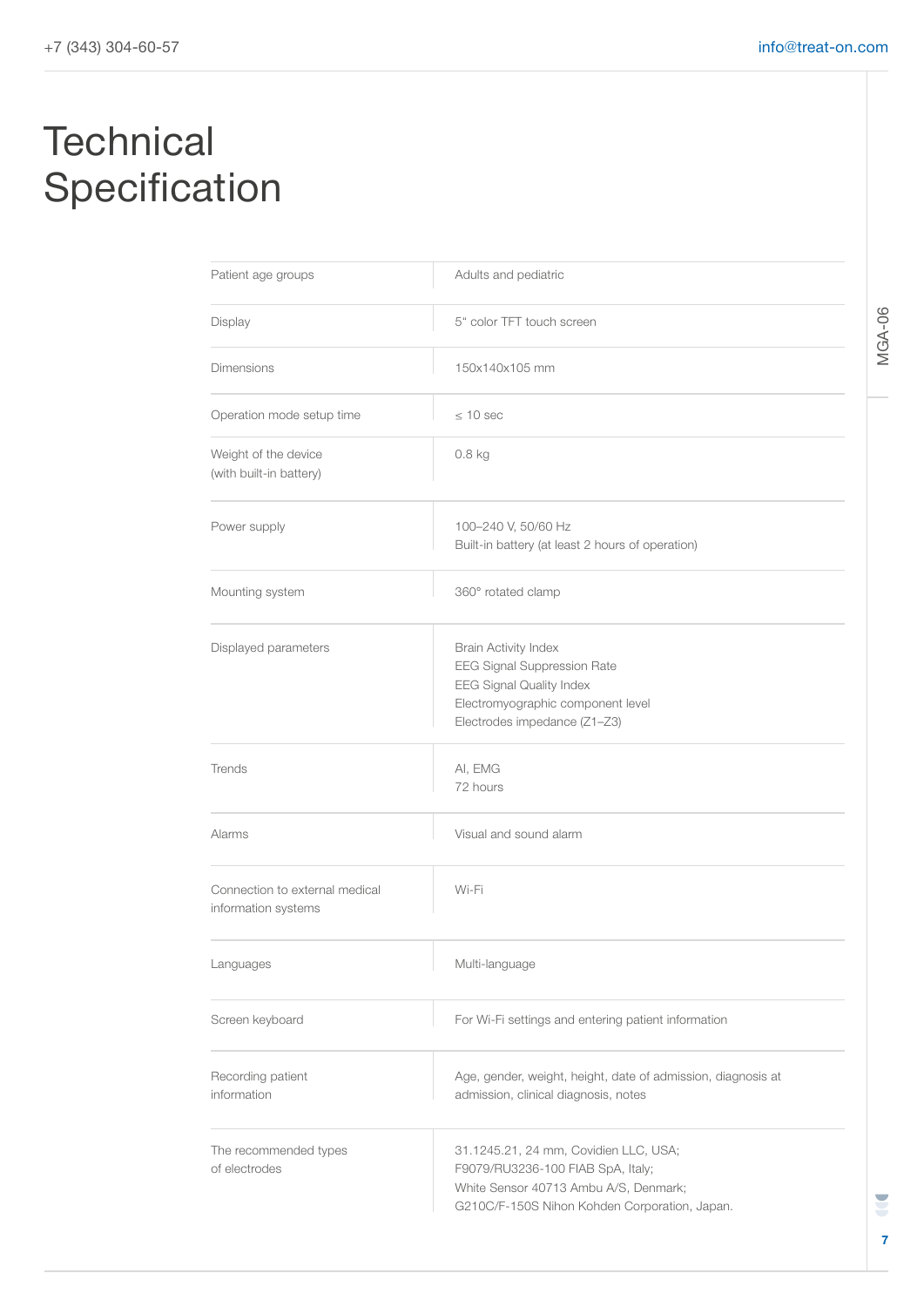# Technical Specification

| | |
|---|---|
| Patient age groups | Adults and pediatric |
| Display | 5" color TFT touch screen |
| Dimensions | 150x140x105 mm |
| Operation mode setup time | ≤ 10 sec |
| Weight of the device (with built-in battery) | 0.8 kg |
| Power supply | 100–240 V, 50/60 Hz<br>Built-in battery (at least 2 hours of operation) |
| Mounting system | 360° rotated clamp |
| Displayed parameters | Brain Activity Index<br>EEG Signal Suppression Rate<br>EEG Signal Quality Index<br>Electromyographic component level<br>Electrodes impedance (Z1–Z3) |
| Trends | AI, EMG<br>72 hours |
| Alarms | Visual and sound alarm |
| Connection to external medical information systems | Wi-Fi |
| Languages | Multi-language |
| Screen keyboard | For Wi-Fi settings and entering patient information |
| Recording patient information | Age, gender, weight, height, date of admission, diagnosis at admission, clinical diagnosis, notes |
| The recommended types of electrodes | 31.1245.21, 24 mm, Covidien LLC, USA;<br>F9079/RU3236-100 FIAB SpA, Italy;<br>White Sensor 40713 Ambu A/S, Denmark;<br>G210C/F-150S Nihon Kohden Corporation, Japan. |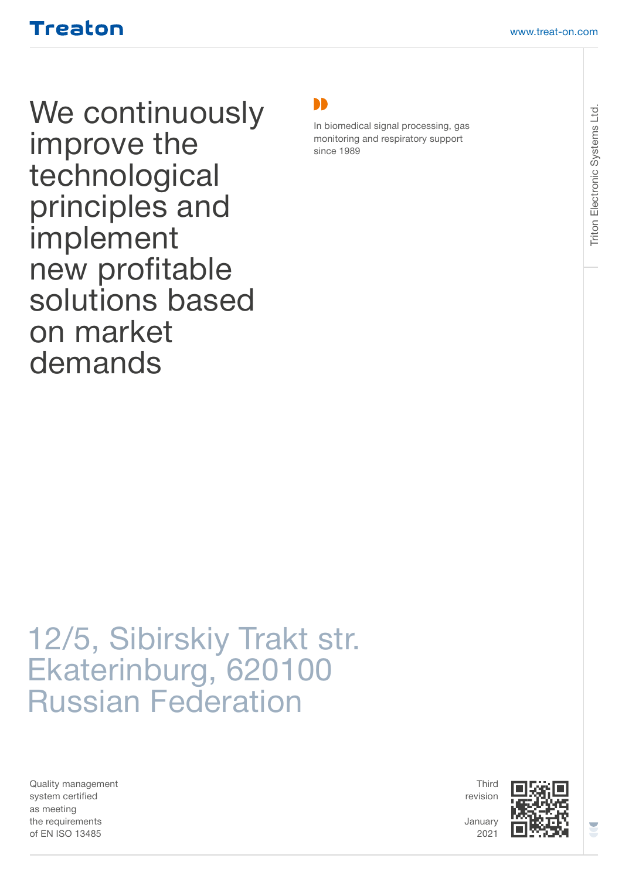Treaton

www.treat-on.com

Triton Electronic Systems Ltd.

# We continuously improve the technological principles and implement new profitable solutions based on market demands

In biomedical signal processing, gas monitoring and respiratory support since 1989

12/5, Sibirskiy Trakt str.
Ekaterinburg, 620100
Russian Federation

Quality management system certified as meeting the requirements of EN ISO 13485

Third revision

January 2021